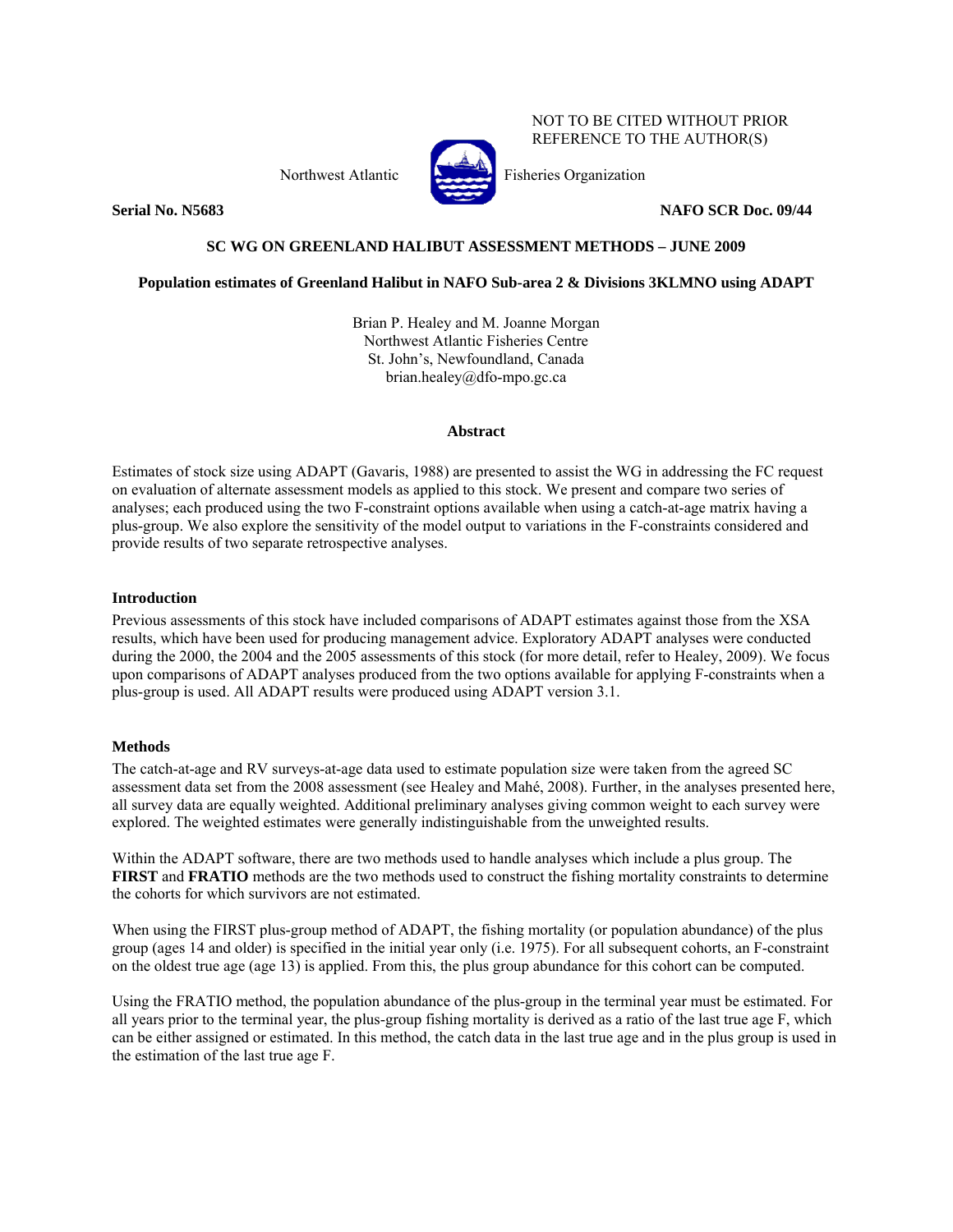NOT TO BE CITED WITHOUT PRIOR REFERENCE TO THE AUTHOR(S)

Northwest Atlantic Fisheries Organization

**Serial No. N5683** **NAFO SCR Doc. 09/44**

**SC WG ON GREENLAND HALIBUT ASSESSMENT METHODS – JUNE 2009**

# Population estimates of Greenland Halibut in NAFO Sub-area 2 & Divisions 3KLMNO using ADAPT

Brian P. Healey and M. Joanne Morgan
Northwest Atlantic Fisheries Centre
St. John's, Newfoundland, Canada
brian.healey@dfo-mpo.gc.ca

## Abstract

Estimates of stock size using ADAPT (Gavaris, 1988) are presented to assist the WG in addressing the FC request on evaluation of alternate assessment models as applied to this stock. We present and compare two series of analyses; each produced using the two F-constraint options available when using a catch-at-age matrix having a plus-group. We also explore the sensitivity of the model output to variations in the F-constraints considered and provide results of two separate retrospective analyses.

## Introduction

Previous assessments of this stock have included comparisons of ADAPT estimates against those from the XSA results, which have been used for producing management advice. Exploratory ADAPT analyses were conducted during the 2000, the 2004 and the 2005 assessments of this stock (for more detail, refer to Healey, 2009). We focus upon comparisons of ADAPT analyses produced from the two options available for applying F-constraints when a plus-group is used. All ADAPT results were produced using ADAPT version 3.1.

## Methods

The catch-at-age and RV surveys-at-age data used to estimate population size were taken from the agreed SC assessment data set from the 2008 assessment (see Healey and Mahé, 2008). Further, in the analyses presented here, all survey data are equally weighted. Additional preliminary analyses giving common weight to each survey were explored. The weighted estimates were generally indistinguishable from the unweighted results.

Within the ADAPT software, there are two methods used to handle analyses which include a plus group. The **FIRST** and **FRATIO** methods are the two methods used to construct the fishing mortality constraints to determine the cohorts for which survivors are not estimated.

When using the FIRST plus-group method of ADAPT, the fishing mortality (or population abundance) of the plus group (ages 14 and older) is specified in the initial year only (i.e. 1975). For all subsequent cohorts, an F-constraint on the oldest true age (age 13) is applied. From this, the plus group abundance for this cohort can be computed.

Using the FRATIO method, the population abundance of the plus-group in the terminal year must be estimated. For all years prior to the terminal year, the plus-group fishing mortality is derived as a ratio of the last true age F, which can be either assigned or estimated. In this method, the catch data in the last true age and in the plus group is used in the estimation of the last true age F.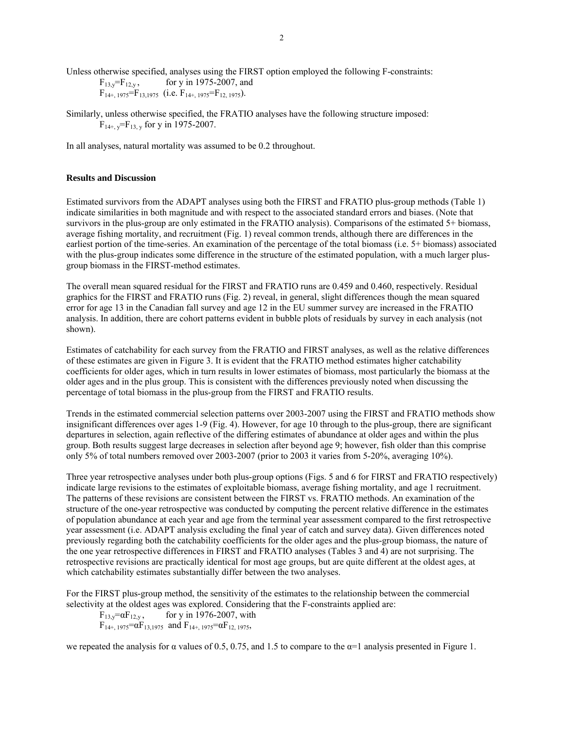Unless otherwise specified, analyses using the FIRST option employed the following F-constraints:

$F_{13,y}=F_{12,y}$, for y in 1975-2007, and
$F_{14+,1975}=F_{13,1975}$ (i.e. $F_{14+,1975}=F_{12,1975}$).

Similarly, unless otherwise specified, the FRATIO analyses have the following structure imposed:

$F_{14+,y}=F_{13,y}$ for y in 1975-2007.

In all analyses, natural mortality was assumed to be 0.2 throughout.

**Results and Discussion**

Estimated survivors from the ADAPT analyses using both the FIRST and FRATIO plus-group methods (Table 1) indicate similarities in both magnitude and with respect to the associated standard errors and biases. (Note that survivors in the plus-group are only estimated in the FRATIO analysis). Comparisons of the estimated 5+ biomass, average fishing mortality, and recruitment (Fig. 1) reveal common trends, although there are differences in the earliest portion of the time-series. An examination of the percentage of the total biomass (i.e. 5+ biomass) associated with the plus-group indicates some difference in the structure of the estimated population, with a much larger plus-group biomass in the FIRST-method estimates.

The overall mean squared residual for the FIRST and FRATIO runs are 0.459 and 0.460, respectively. Residual graphics for the FIRST and FRATIO runs (Fig. 2) reveal, in general, slight differences though the mean squared error for age 13 in the Canadian fall survey and age 12 in the EU summer survey are increased in the FRATIO analysis. In addition, there are cohort patterns evident in bubble plots of residuals by survey in each analysis (not shown).

Estimates of catchability for each survey from the FRATIO and FIRST analyses, as well as the relative differences of these estimates are given in Figure 3. It is evident that the FRATIO method estimates higher catchability coefficients for older ages, which in turn results in lower estimates of biomass, most particularly the biomass at the older ages and in the plus group. This is consistent with the differences previously noted when discussing the percentage of total biomass in the plus-group from the FIRST and FRATIO results.

Trends in the estimated commercial selection patterns over 2003-2007 using the FIRST and FRATIO methods show insignificant differences over ages 1-9 (Fig. 4). However, for age 10 through to the plus-group, there are significant departures in selection, again reflective of the differing estimates of abundance at older ages and within the plus group. Both results suggest large decreases in selection after beyond age 9; however, fish older than this comprise only 5% of total numbers removed over 2003-2007 (prior to 2003 it varies from 5-20%, averaging 10%).

Three year retrospective analyses under both plus-group options (Figs. 5 and 6 for FIRST and FRATIO respectively) indicate large revisions to the estimates of exploitable biomass, average fishing mortality, and age 1 recruitment. The patterns of these revisions are consistent between the FIRST vs. FRATIO methods. An examination of the structure of the one-year retrospective was conducted by computing the percent relative difference in the estimates of population abundance at each year and age from the terminal year assessment compared to the first retrospective year assessment (i.e. ADAPT analysis excluding the final year of catch and survey data). Given differences noted previously regarding both the catchability coefficients for the older ages and the plus-group biomass, the nature of the one year retrospective differences in FIRST and FRATIO analyses (Tables 3 and 4) are not surprising. The retrospective revisions are practically identical for most age groups, but are quite different at the oldest ages, at which catchability estimates substantially differ between the two analyses.

For the FIRST plus-group method, the sensitivity of the estimates to the relationship between the commercial selectivity at the oldest ages was explored. Considering that the F-constraints applied are:

$F_{13,y}=\alpha F_{12,y}$, for y in 1976-2007, with
$F_{14+,1975}=\alpha F_{13,1975}$ and $F_{14+,1975}=\alpha F_{12,1975}$,

we repeated the analysis for $\alpha$ values of 0.5, 0.75, and 1.5 to compare to the $\alpha$=1 analysis presented in Figure 1.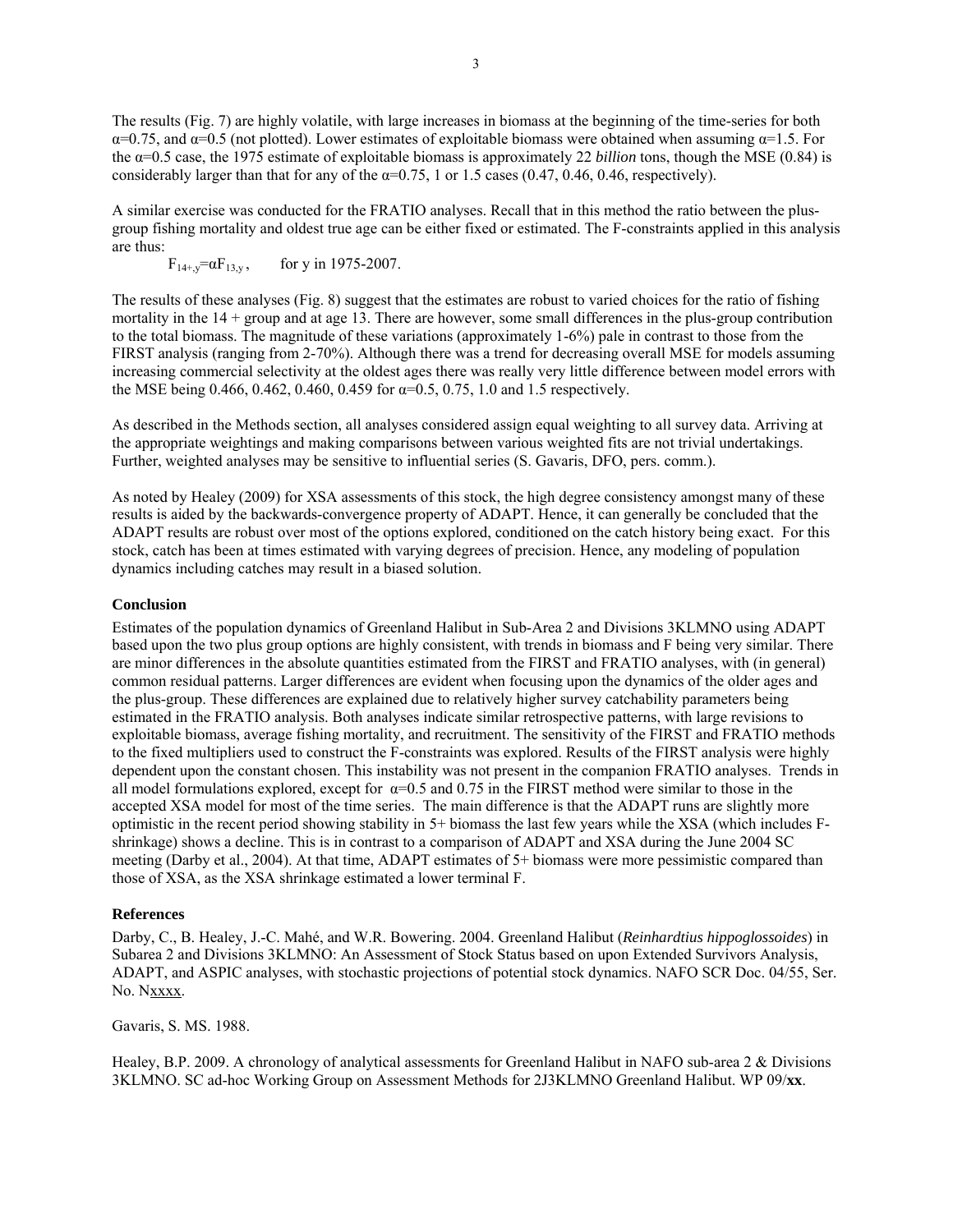The results (Fig. 7) are highly volatile, with large increases in biomass at the beginning of the time-series for both $\alpha$=0.75, and $\alpha$=0.5 (not plotted). Lower estimates of exploitable biomass were obtained when assuming $\alpha$=1.5. For the $\alpha$=0.5 case, the 1975 estimate of exploitable biomass is approximately 22 *billion* tons, though the MSE (0.84) is considerably larger than that for any of the $\alpha$=0.75, 1 or 1.5 cases (0.47, 0.46, 0.46, respectively).

A similar exercise was conducted for the FRATIO analyses. Recall that in this method the ratio between the plus-group fishing mortality and oldest true age can be either fixed or estimated. The F-constraints applied in this analysis are thus:

$F_{14+,y}=\alpha F_{13,y}$,   for y in 1975-2007.

The results of these analyses (Fig. 8) suggest that the estimates are robust to varied choices for the ratio of fishing mortality in the 14 + group and at age 13. There are however, some small differences in the plus-group contribution to the total biomass. The magnitude of these variations (approximately 1-6%) pale in contrast to those from the FIRST analysis (ranging from 2-70%). Although there was a trend for decreasing overall MSE for models assuming increasing commercial selectivity at the oldest ages there was really very little difference between model errors with the MSE being 0.466, 0.462, 0.460, 0.459 for $\alpha$=0.5, 0.75, 1.0 and 1.5 respectively.

As described in the Methods section, all analyses considered assign equal weighting to all survey data. Arriving at the appropriate weightings and making comparisons between various weighted fits are not trivial undertakings. Further, weighted analyses may be sensitive to influential series (S. Gavaris, DFO, pers. comm.).

As noted by Healey (2009) for XSA assessments of this stock, the high degree consistency amongst many of these results is aided by the backwards-convergence property of ADAPT. Hence, it can generally be concluded that the ADAPT results are robust over most of the options explored, conditioned on the catch history being exact. For this stock, catch has been at times estimated with varying degrees of precision. Hence, any modeling of population dynamics including catches may result in a biased solution.

## Conclusion

Estimates of the population dynamics of Greenland Halibut in Sub-Area 2 and Divisions 3KLMNO using ADAPT based upon the two plus group options are highly consistent, with trends in biomass and F being very similar. There are minor differences in the absolute quantities estimated from the FIRST and FRATIO analyses, with (in general) common residual patterns. Larger differences are evident when focusing upon the dynamics of the older ages and the plus-group. These differences are explained due to relatively higher survey catchability parameters being estimated in the FRATIO analysis. Both analyses indicate similar retrospective patterns, with large revisions to exploitable biomass, average fishing mortality, and recruitment. The sensitivity of the FIRST and FRATIO methods to the fixed multipliers used to construct the F-constraints was explored. Results of the FIRST analysis were highly dependent upon the constant chosen. This instability was not present in the companion FRATIO analyses. Trends in all model formulations explored, except for $\alpha$=0.5 and 0.75 in the FIRST method were similar to those in the accepted XSA model for most of the time series. The main difference is that the ADAPT runs are slightly more optimistic in the recent period showing stability in 5+ biomass the last few years while the XSA (which includes F-shrinkage) shows a decline. This is in contrast to a comparison of ADAPT and XSA during the June 2004 SC meeting (Darby et al., 2004). At that time, ADAPT estimates of 5+ biomass were more pessimistic compared than those of XSA, as the XSA shrinkage estimated a lower terminal F.

## References

Darby, C., B. Healey, J.-C. Mahé, and W.R. Bowering. 2004. Greenland Halibut (*Reinhardtius hippoglossoides*) in Subarea 2 and Divisions 3KLMNO: An Assessment of Stock Status based on upon Extended Survivors Analysis, ADAPT, and ASPIC analyses, with stochastic projections of potential stock dynamics. NAFO SCR Doc. 04/55, Ser. No. Nxxxx.

Gavaris, S. MS. 1988.

Healey, B.P. 2009. A chronology of analytical assessments for Greenland Halibut in NAFO sub-area 2 & Divisions 3KLMNO. SC ad-hoc Working Group on Assessment Methods for 2J3KLMNO Greenland Halibut. WP 09/**xx**.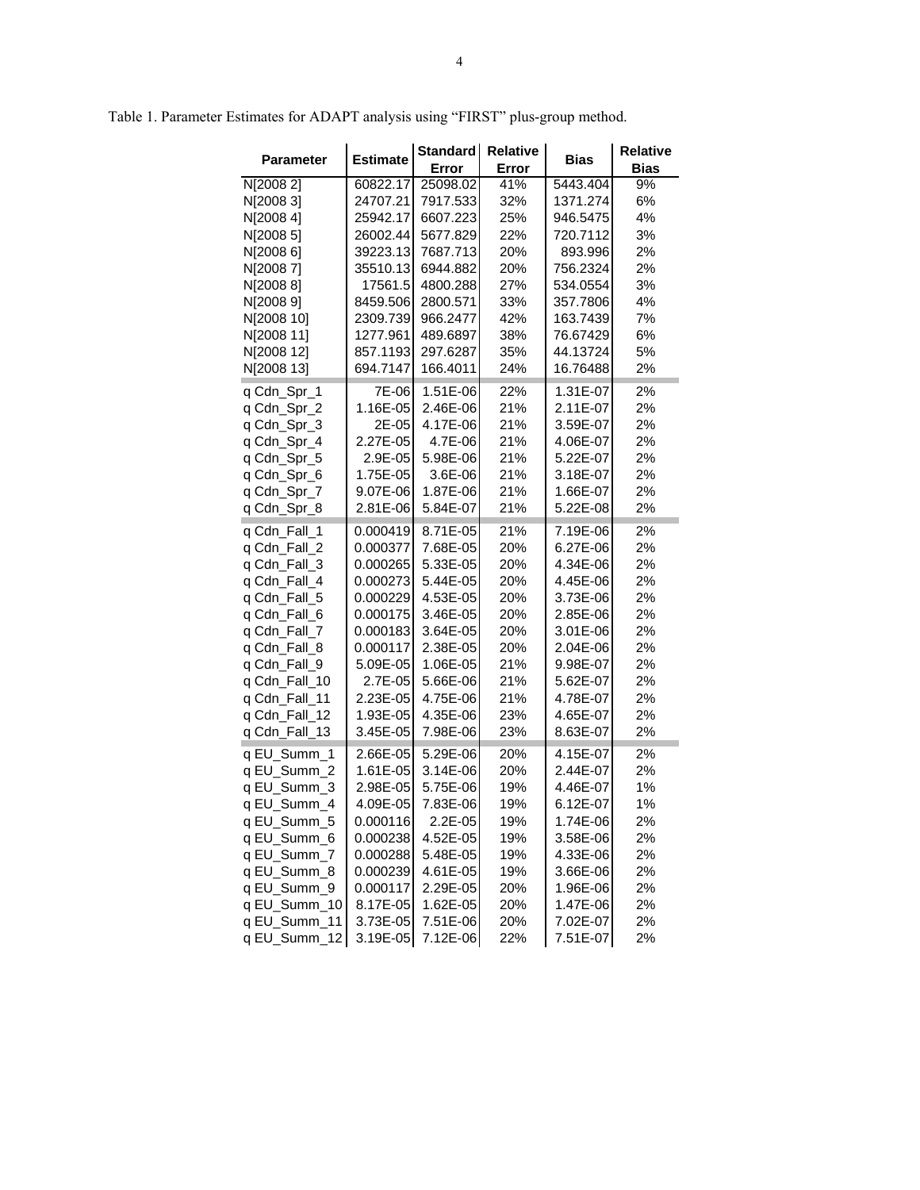Table 1. Parameter Estimates for ADAPT analysis using "FIRST" plus-group method.

| Parameter | Estimate | Standard Error | Relative Error | Bias | Relative Bias |
|---|---|---|---|---|---|
| N[2008 2] | 60822.17 | 25098.02 | 41% | 5443.404 | 9% |
| N[2008 3] | 24707.21 | 7917.533 | 32% | 1371.274 | 6% |
| N[2008 4] | 25942.17 | 6607.223 | 25% | 946.5475 | 4% |
| N[2008 5] | 26002.44 | 5677.829 | 22% | 720.7112 | 3% |
| N[2008 6] | 39223.13 | 7687.713 | 20% | 893.996 | 2% |
| N[2008 7] | 35510.13 | 6944.882 | 20% | 756.2324 | 2% |
| N[2008 8] | 17561.5 | 4800.288 | 27% | 534.0554 | 3% |
| N[2008 9] | 8459.506 | 2800.571 | 33% | 357.7806 | 4% |
| N[2008 10] | 2309.739 | 966.2477 | 42% | 163.7439 | 7% |
| N[2008 11] | 1277.961 | 489.6897 | 38% | 76.67429 | 6% |
| N[2008 12] | 857.1193 | 297.6287 | 35% | 44.13724 | 5% |
| N[2008 13] | 694.7147 | 166.4011 | 24% | 16.76488 | 2% |
| q Cdn_Spr_1 | 7E-06 | 1.51E-06 | 22% | 1.31E-07 | 2% |
| q Cdn_Spr_2 | 1.16E-05 | 2.46E-06 | 21% | 2.11E-07 | 2% |
| q Cdn_Spr_3 | 2E-05 | 4.17E-06 | 21% | 3.59E-07 | 2% |
| q Cdn_Spr_4 | 2.27E-05 | 4.7E-06 | 21% | 4.06E-07 | 2% |
| q Cdn_Spr_5 | 2.9E-05 | 5.98E-06 | 21% | 5.22E-07 | 2% |
| q Cdn_Spr_6 | 1.75E-05 | 3.6E-06 | 21% | 3.18E-07 | 2% |
| q Cdn_Spr_7 | 9.07E-06 | 1.87E-06 | 21% | 1.66E-07 | 2% |
| q Cdn_Spr_8 | 2.81E-06 | 5.84E-07 | 21% | 5.22E-08 | 2% |
| q Cdn_Fall_1 | 0.000419 | 8.71E-05 | 21% | 7.19E-06 | 2% |
| q Cdn_Fall_2 | 0.000377 | 7.68E-05 | 20% | 6.27E-06 | 2% |
| q Cdn_Fall_3 | 0.000265 | 5.33E-05 | 20% | 4.34E-06 | 2% |
| q Cdn_Fall_4 | 0.000273 | 5.44E-05 | 20% | 4.45E-06 | 2% |
| q Cdn_Fall_5 | 0.000229 | 4.53E-05 | 20% | 3.73E-06 | 2% |
| q Cdn_Fall_6 | 0.000175 | 3.46E-05 | 20% | 2.85E-06 | 2% |
| q Cdn_Fall_7 | 0.000183 | 3.64E-05 | 20% | 3.01E-06 | 2% |
| q Cdn_Fall_8 | 0.000117 | 2.38E-05 | 20% | 2.04E-06 | 2% |
| q Cdn_Fall_9 | 5.09E-05 | 1.06E-05 | 21% | 9.98E-07 | 2% |
| q Cdn_Fall_10 | 2.7E-05 | 5.66E-06 | 21% | 5.62E-07 | 2% |
| q Cdn_Fall_11 | 2.23E-05 | 4.75E-06 | 21% | 4.78E-07 | 2% |
| q Cdn_Fall_12 | 1.93E-05 | 4.35E-06 | 23% | 4.65E-07 | 2% |
| q Cdn_Fall_13 | 3.45E-05 | 7.98E-06 | 23% | 8.63E-07 | 2% |
| q EU_Summ_1 | 2.66E-05 | 5.29E-06 | 20% | 4.15E-07 | 2% |
| q EU_Summ_2 | 1.61E-05 | 3.14E-06 | 20% | 2.44E-07 | 2% |
| q EU_Summ_3 | 2.98E-05 | 5.75E-06 | 19% | 4.46E-07 | 1% |
| q EU_Summ_4 | 4.09E-05 | 7.83E-06 | 19% | 6.12E-07 | 1% |
| q EU_Summ_5 | 0.000116 | 2.2E-05 | 19% | 1.74E-06 | 2% |
| q EU_Summ_6 | 0.000238 | 4.52E-05 | 19% | 3.58E-06 | 2% |
| q EU_Summ_7 | 0.000288 | 5.48E-05 | 19% | 4.33E-06 | 2% |
| q EU_Summ_8 | 0.000239 | 4.61E-05 | 19% | 3.66E-06 | 2% |
| q EU_Summ_9 | 0.000117 | 2.29E-05 | 20% | 1.96E-06 | 2% |
| q EU_Summ_10 | 8.17E-05 | 1.62E-05 | 20% | 1.47E-06 | 2% |
| q EU_Summ_11 | 3.73E-05 | 7.51E-06 | 20% | 7.02E-07 | 2% |
| q EU_Summ_12 | 3.19E-05 | 7.12E-06 | 22% | 7.51E-07 | 2% |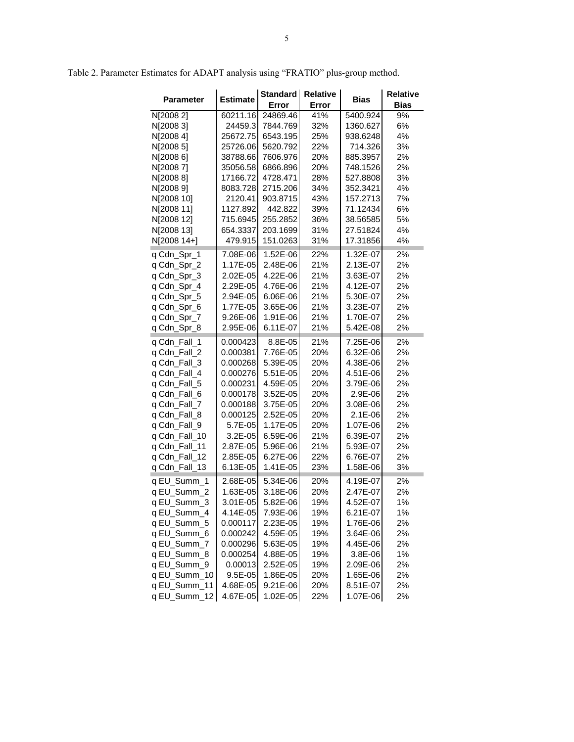Table 2. Parameter Estimates for ADAPT analysis using "FRATIO" plus-group method.

| Parameter | Estimate | Standard Error | Relative Error | Bias | Relative Bias |
|---|---|---|---|---|---|
| N[2008 2] | 60211.16 | 24869.46 | 41% | 5400.924 | 9% |
| N[2008 3] | 24459.3 | 7844.769 | 32% | 1360.627 | 6% |
| N[2008 4] | 25672.75 | 6543.195 | 25% | 938.6248 | 4% |
| N[2008 5] | 25726.06 | 5620.792 | 22% | 714.326 | 3% |
| N[2008 6] | 38788.66 | 7606.976 | 20% | 885.3957 | 2% |
| N[2008 7] | 35056.58 | 6866.896 | 20% | 748.1526 | 2% |
| N[2008 8] | 17166.72 | 4728.471 | 28% | 527.8808 | 3% |
| N[2008 9] | 8083.728 | 2715.206 | 34% | 352.3421 | 4% |
| N[2008 10] | 2120.41 | 903.8715 | 43% | 157.2713 | 7% |
| N[2008 11] | 1127.892 | 442.822 | 39% | 71.12434 | 6% |
| N[2008 12] | 715.6945 | 255.2852 | 36% | 38.56585 | 5% |
| N[2008 13] | 654.3337 | 203.1699 | 31% | 27.51824 | 4% |
| N[2008 14+] | 479.915 | 151.0263 | 31% | 17.31856 | 4% |
| q Cdn_Spr_1 | 7.08E-06 | 1.52E-06 | 22% | 1.32E-07 | 2% |
| q Cdn_Spr_2 | 1.17E-05 | 2.48E-06 | 21% | 2.13E-07 | 2% |
| q Cdn_Spr_3 | 2.02E-05 | 4.22E-06 | 21% | 3.63E-07 | 2% |
| q Cdn_Spr_4 | 2.29E-05 | 4.76E-06 | 21% | 4.12E-07 | 2% |
| q Cdn_Spr_5 | 2.94E-05 | 6.06E-06 | 21% | 5.30E-07 | 2% |
| q Cdn_Spr_6 | 1.77E-05 | 3.65E-06 | 21% | 3.23E-07 | 2% |
| q Cdn_Spr_7 | 9.26E-06 | 1.91E-06 | 21% | 1.70E-07 | 2% |
| q Cdn_Spr_8 | 2.95E-06 | 6.11E-07 | 21% | 5.42E-08 | 2% |
| q Cdn_Fall_1 | 0.000423 | 8.8E-05 | 21% | 7.25E-06 | 2% |
| q Cdn_Fall_2 | 0.000381 | 7.76E-05 | 20% | 6.32E-06 | 2% |
| q Cdn_Fall_3 | 0.000268 | 5.39E-05 | 20% | 4.38E-06 | 2% |
| q Cdn_Fall_4 | 0.000276 | 5.51E-05 | 20% | 4.51E-06 | 2% |
| q Cdn_Fall_5 | 0.000231 | 4.59E-05 | 20% | 3.79E-06 | 2% |
| q Cdn_Fall_6 | 0.000178 | 3.52E-05 | 20% | 2.9E-06 | 2% |
| q Cdn_Fall_7 | 0.000188 | 3.75E-05 | 20% | 3.08E-06 | 2% |
| q Cdn_Fall_8 | 0.000125 | 2.52E-05 | 20% | 2.1E-06 | 2% |
| q Cdn_Fall_9 | 5.7E-05 | 1.17E-05 | 20% | 1.07E-06 | 2% |
| q Cdn_Fall_10 | 3.2E-05 | 6.59E-06 | 21% | 6.39E-07 | 2% |
| q Cdn_Fall_11 | 2.87E-05 | 5.96E-06 | 21% | 5.93E-07 | 2% |
| q Cdn_Fall_12 | 2.85E-05 | 6.27E-06 | 22% | 6.76E-07 | 2% |
| q Cdn_Fall_13 | 6.13E-05 | 1.41E-05 | 23% | 1.58E-06 | 3% |
| q EU_Summ_1 | 2.68E-05 | 5.34E-06 | 20% | 4.19E-07 | 2% |
| q EU_Summ_2 | 1.63E-05 | 3.18E-06 | 20% | 2.47E-07 | 2% |
| q EU_Summ_3 | 3.01E-05 | 5.82E-06 | 19% | 4.52E-07 | 1% |
| q EU_Summ_4 | 4.14E-05 | 7.93E-06 | 19% | 6.21E-07 | 1% |
| q EU_Summ_5 | 0.000117 | 2.23E-05 | 19% | 1.76E-06 | 2% |
| q EU_Summ_6 | 0.000242 | 4.59E-05 | 19% | 3.64E-06 | 2% |
| q EU_Summ_7 | 0.000296 | 5.63E-05 | 19% | 4.45E-06 | 2% |
| q EU_Summ_8 | 0.000254 | 4.88E-05 | 19% | 3.8E-06 | 1% |
| q EU_Summ_9 | 0.00013 | 2.52E-05 | 19% | 2.09E-06 | 2% |
| q EU_Summ_10 | 9.5E-05 | 1.86E-05 | 20% | 1.65E-06 | 2% |
| q EU_Summ_11 | 4.68E-05 | 9.21E-06 | 20% | 8.51E-07 | 2% |
| q EU_Summ_12 | 4.67E-05 | 1.02E-05 | 22% | 1.07E-06 | 2% |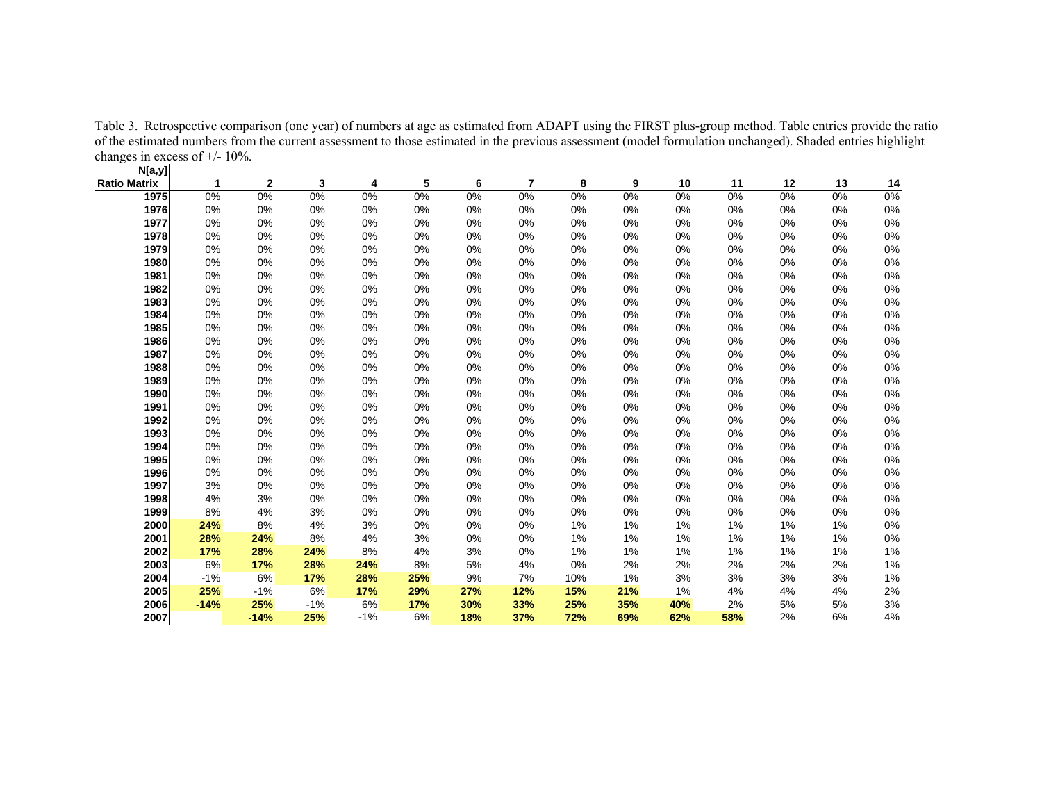Table 3. Retrospective comparison (one year) of numbers at age as estimated from ADAPT using the FIRST plus-group method. Table entries provide the ratio of the estimated numbers from the current assessment to those estimated in the previous assessment (model formulation unchanged). Shaded entries highlight changes in excess of +/- 10%.

| N[a,y] Ratio Matrix | 1 | 2 | 3 | 4 | 5 | 6 | 7 | 8 | 9 | 10 | 11 | 12 | 13 | 14 |
|---|---|---|---|---|---|---|---|---|---|---|---|---|---|---|
| 1975 | 0% | 0% | 0% | 0% | 0% | 0% | 0% | 0% | 0% | 0% | 0% | 0% | 0% | 0% |
| 1976 | 0% | 0% | 0% | 0% | 0% | 0% | 0% | 0% | 0% | 0% | 0% | 0% | 0% | 0% |
| 1977 | 0% | 0% | 0% | 0% | 0% | 0% | 0% | 0% | 0% | 0% | 0% | 0% | 0% | 0% |
| 1978 | 0% | 0% | 0% | 0% | 0% | 0% | 0% | 0% | 0% | 0% | 0% | 0% | 0% | 0% |
| 1979 | 0% | 0% | 0% | 0% | 0% | 0% | 0% | 0% | 0% | 0% | 0% | 0% | 0% | 0% |
| 1980 | 0% | 0% | 0% | 0% | 0% | 0% | 0% | 0% | 0% | 0% | 0% | 0% | 0% | 0% |
| 1981 | 0% | 0% | 0% | 0% | 0% | 0% | 0% | 0% | 0% | 0% | 0% | 0% | 0% | 0% |
| 1982 | 0% | 0% | 0% | 0% | 0% | 0% | 0% | 0% | 0% | 0% | 0% | 0% | 0% | 0% |
| 1983 | 0% | 0% | 0% | 0% | 0% | 0% | 0% | 0% | 0% | 0% | 0% | 0% | 0% | 0% |
| 1984 | 0% | 0% | 0% | 0% | 0% | 0% | 0% | 0% | 0% | 0% | 0% | 0% | 0% | 0% |
| 1985 | 0% | 0% | 0% | 0% | 0% | 0% | 0% | 0% | 0% | 0% | 0% | 0% | 0% | 0% |
| 1986 | 0% | 0% | 0% | 0% | 0% | 0% | 0% | 0% | 0% | 0% | 0% | 0% | 0% | 0% |
| 1987 | 0% | 0% | 0% | 0% | 0% | 0% | 0% | 0% | 0% | 0% | 0% | 0% | 0% | 0% |
| 1988 | 0% | 0% | 0% | 0% | 0% | 0% | 0% | 0% | 0% | 0% | 0% | 0% | 0% | 0% |
| 1989 | 0% | 0% | 0% | 0% | 0% | 0% | 0% | 0% | 0% | 0% | 0% | 0% | 0% | 0% |
| 1990 | 0% | 0% | 0% | 0% | 0% | 0% | 0% | 0% | 0% | 0% | 0% | 0% | 0% | 0% |
| 1991 | 0% | 0% | 0% | 0% | 0% | 0% | 0% | 0% | 0% | 0% | 0% | 0% | 0% | 0% |
| 1992 | 0% | 0% | 0% | 0% | 0% | 0% | 0% | 0% | 0% | 0% | 0% | 0% | 0% | 0% |
| 1993 | 0% | 0% | 0% | 0% | 0% | 0% | 0% | 0% | 0% | 0% | 0% | 0% | 0% | 0% |
| 1994 | 0% | 0% | 0% | 0% | 0% | 0% | 0% | 0% | 0% | 0% | 0% | 0% | 0% | 0% |
| 1995 | 0% | 0% | 0% | 0% | 0% | 0% | 0% | 0% | 0% | 0% | 0% | 0% | 0% | 0% |
| 1996 | 0% | 0% | 0% | 0% | 0% | 0% | 0% | 0% | 0% | 0% | 0% | 0% | 0% | 0% |
| 1997 | 3% | 0% | 0% | 0% | 0% | 0% | 0% | 0% | 0% | 0% | 0% | 0% | 0% | 0% |
| 1998 | 4% | 3% | 0% | 0% | 0% | 0% | 0% | 0% | 0% | 0% | 0% | 0% | 0% | 0% |
| 1999 | 8% | 4% | 3% | 0% | 0% | 0% | 0% | 0% | 0% | 0% | 0% | 0% | 0% | 0% |
| 2000 | **24%** | 8% | 4% | 3% | 0% | 0% | 0% | 1% | 1% | 1% | 1% | 1% | 1% | 0% |
| 2001 | **28%** | **24%** | 8% | 4% | 3% | 0% | 0% | 1% | 1% | 1% | 1% | 1% | 1% | 0% |
| 2002 | **17%** | **28%** | **24%** | 8% | 4% | 3% | 0% | 1% | 1% | 1% | 1% | 1% | 1% | 1% |
| 2003 | 6% | **17%** | **28%** | **24%** | 8% | 5% | 4% | 0% | 2% | 2% | 2% | 2% | 2% | 1% |
| 2004 | -1% | 6% | **17%** | **28%** | **25%** | 9% | 7% | 10% | 1% | 3% | 3% | 3% | 3% | 1% |
| 2005 | **25%** | -1% | 6% | **17%** | **29%** | **27%** | **12%** | **15%** | **21%** | 1% | 4% | 4% | 4% | 2% |
| 2006 | **-14%** | **25%** | -1% | 6% | **17%** | **30%** | **33%** | **25%** | **35%** | **40%** | 2% | 5% | 5% | 3% |
| 2007 | | **-14%** | **25%** | -1% | 6% | **18%** | **37%** | **72%** | **69%** | **62%** | **58%** | 2% | 6% | 4% |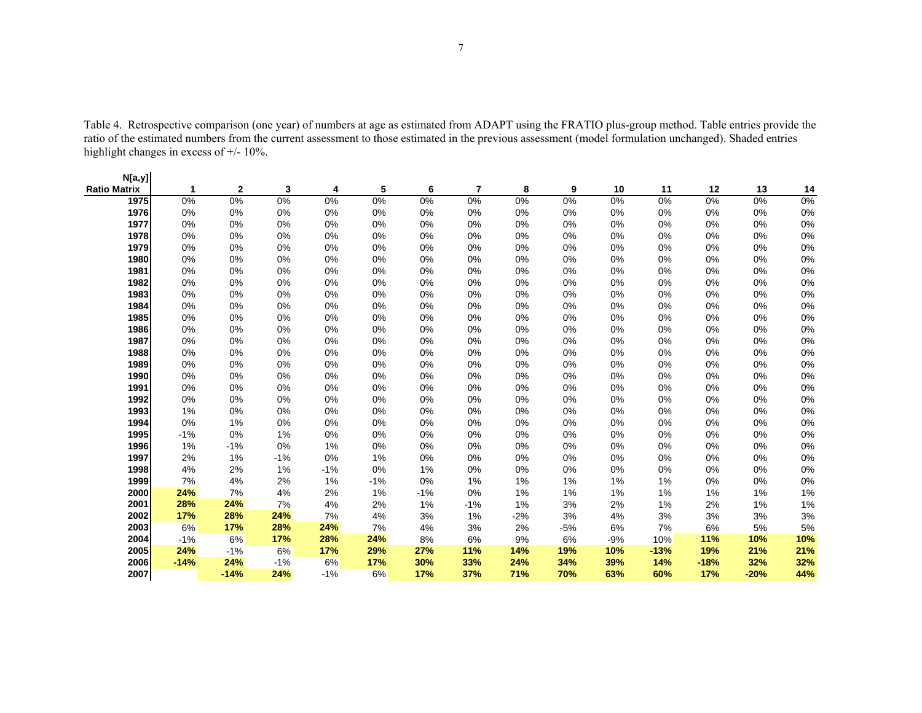Table 4. Retrospective comparison (one year) of numbers at age as estimated from ADAPT using the FRATIO plus-group method. Table entries provide the ratio of the estimated numbers from the current assessment to those estimated in the previous assessment (model formulation unchanged). Shaded entries highlight changes in excess of +/- 10%.

| N[a,y] Ratio Matrix | 1 | 2 | 3 | 4 | 5 | 6 | 7 | 8 | 9 | 10 | 11 | 12 | 13 | 14 |
|---|---|---|---|---|---|---|---|---|---|---|---|---|---|---|
| 1975 | 0% | 0% | 0% | 0% | 0% | 0% | 0% | 0% | 0% | 0% | 0% | 0% | 0% | 0% |
| 1976 | 0% | 0% | 0% | 0% | 0% | 0% | 0% | 0% | 0% | 0% | 0% | 0% | 0% | 0% |
| 1977 | 0% | 0% | 0% | 0% | 0% | 0% | 0% | 0% | 0% | 0% | 0% | 0% | 0% | 0% |
| 1978 | 0% | 0% | 0% | 0% | 0% | 0% | 0% | 0% | 0% | 0% | 0% | 0% | 0% | 0% |
| 1979 | 0% | 0% | 0% | 0% | 0% | 0% | 0% | 0% | 0% | 0% | 0% | 0% | 0% | 0% |
| 1980 | 0% | 0% | 0% | 0% | 0% | 0% | 0% | 0% | 0% | 0% | 0% | 0% | 0% | 0% |
| 1981 | 0% | 0% | 0% | 0% | 0% | 0% | 0% | 0% | 0% | 0% | 0% | 0% | 0% | 0% |
| 1982 | 0% | 0% | 0% | 0% | 0% | 0% | 0% | 0% | 0% | 0% | 0% | 0% | 0% | 0% |
| 1983 | 0% | 0% | 0% | 0% | 0% | 0% | 0% | 0% | 0% | 0% | 0% | 0% | 0% | 0% |
| 1984 | 0% | 0% | 0% | 0% | 0% | 0% | 0% | 0% | 0% | 0% | 0% | 0% | 0% | 0% |
| 1985 | 0% | 0% | 0% | 0% | 0% | 0% | 0% | 0% | 0% | 0% | 0% | 0% | 0% | 0% |
| 1986 | 0% | 0% | 0% | 0% | 0% | 0% | 0% | 0% | 0% | 0% | 0% | 0% | 0% | 0% |
| 1987 | 0% | 0% | 0% | 0% | 0% | 0% | 0% | 0% | 0% | 0% | 0% | 0% | 0% | 0% |
| 1988 | 0% | 0% | 0% | 0% | 0% | 0% | 0% | 0% | 0% | 0% | 0% | 0% | 0% | 0% |
| 1989 | 0% | 0% | 0% | 0% | 0% | 0% | 0% | 0% | 0% | 0% | 0% | 0% | 0% | 0% |
| 1990 | 0% | 0% | 0% | 0% | 0% | 0% | 0% | 0% | 0% | 0% | 0% | 0% | 0% | 0% |
| 1991 | 0% | 0% | 0% | 0% | 0% | 0% | 0% | 0% | 0% | 0% | 0% | 0% | 0% | 0% |
| 1992 | 0% | 0% | 0% | 0% | 0% | 0% | 0% | 0% | 0% | 0% | 0% | 0% | 0% | 0% |
| 1993 | 1% | 0% | 0% | 0% | 0% | 0% | 0% | 0% | 0% | 0% | 0% | 0% | 0% | 0% |
| 1994 | 0% | 1% | 0% | 0% | 0% | 0% | 0% | 0% | 0% | 0% | 0% | 0% | 0% | 0% |
| 1995 | -1% | 0% | 1% | 0% | 0% | 0% | 0% | 0% | 0% | 0% | 0% | 0% | 0% | 0% |
| 1996 | 1% | -1% | 0% | 1% | 0% | 0% | 0% | 0% | 0% | 0% | 0% | 0% | 0% | 0% |
| 1997 | 2% | 1% | -1% | 0% | 1% | 0% | 0% | 0% | 0% | 0% | 0% | 0% | 0% | 0% |
| 1998 | 4% | 2% | 1% | -1% | 0% | 1% | 0% | 0% | 0% | 0% | 0% | 0% | 0% | 0% |
| 1999 | 7% | 4% | 2% | 1% | -1% | 0% | 1% | 1% | 1% | 1% | 1% | 0% | 0% | 0% |
| 2000 | **24%** | 7% | 4% | 2% | 1% | -1% | 0% | 1% | 1% | 1% | 1% | 1% | 1% | 1% |
| 2001 | **28%** | **24%** | 7% | 4% | 2% | 1% | -1% | 1% | 3% | 2% | 1% | 2% | 1% | 1% |
| 2002 | **17%** | **28%** | **24%** | 7% | 4% | 3% | 1% | -2% | 3% | 4% | 3% | 3% | 3% | 3% |
| 2003 | 6% | **17%** | **28%** | **24%** | 7% | 4% | 3% | 2% | -5% | 6% | 7% | 6% | 5% | 5% |
| 2004 | -1% | 6% | **17%** | **28%** | **24%** | 8% | 6% | 9% | 6% | -9% | 10% | **11%** | **10%** | **10%** |
| 2005 | **24%** | -1% | 6% | **17%** | **29%** | **27%** | **11%** | **14%** | **19%** | **10%** | **-13%** | **19%** | **21%** | **21%** |
| 2006 | **-14%** | **24%** | -1% | 6% | **17%** | **30%** | **33%** | **24%** | **34%** | **39%** | **14%** | **-18%** | **32%** | **32%** |
| 2007 | | **-14%** | **24%** | -1% | 6% | **17%** | **37%** | **71%** | **70%** | **63%** | **60%** | **17%** | **-20%** | **44%** |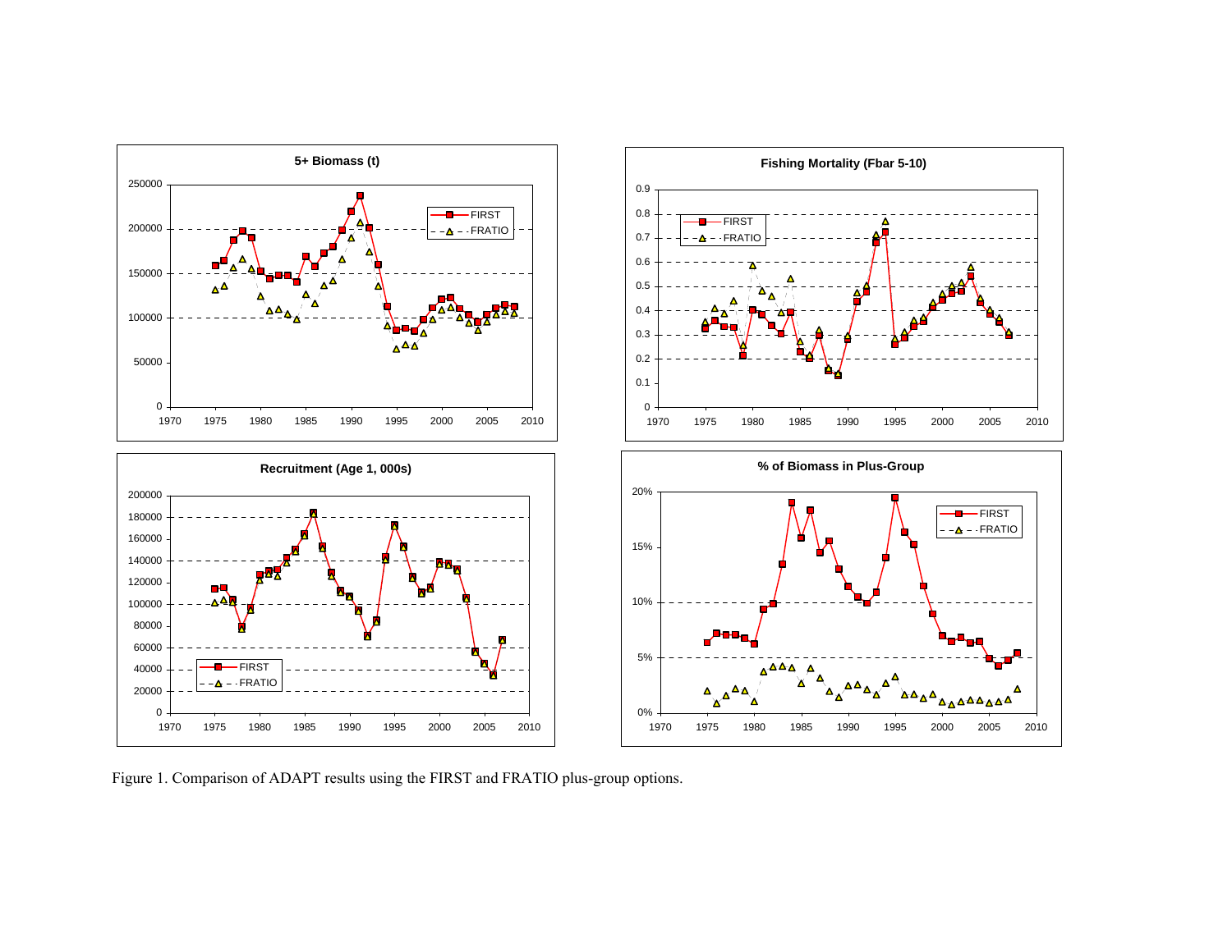Figure 1. Comparison of ADAPT results using the FIRST and FRATIO plus-group options.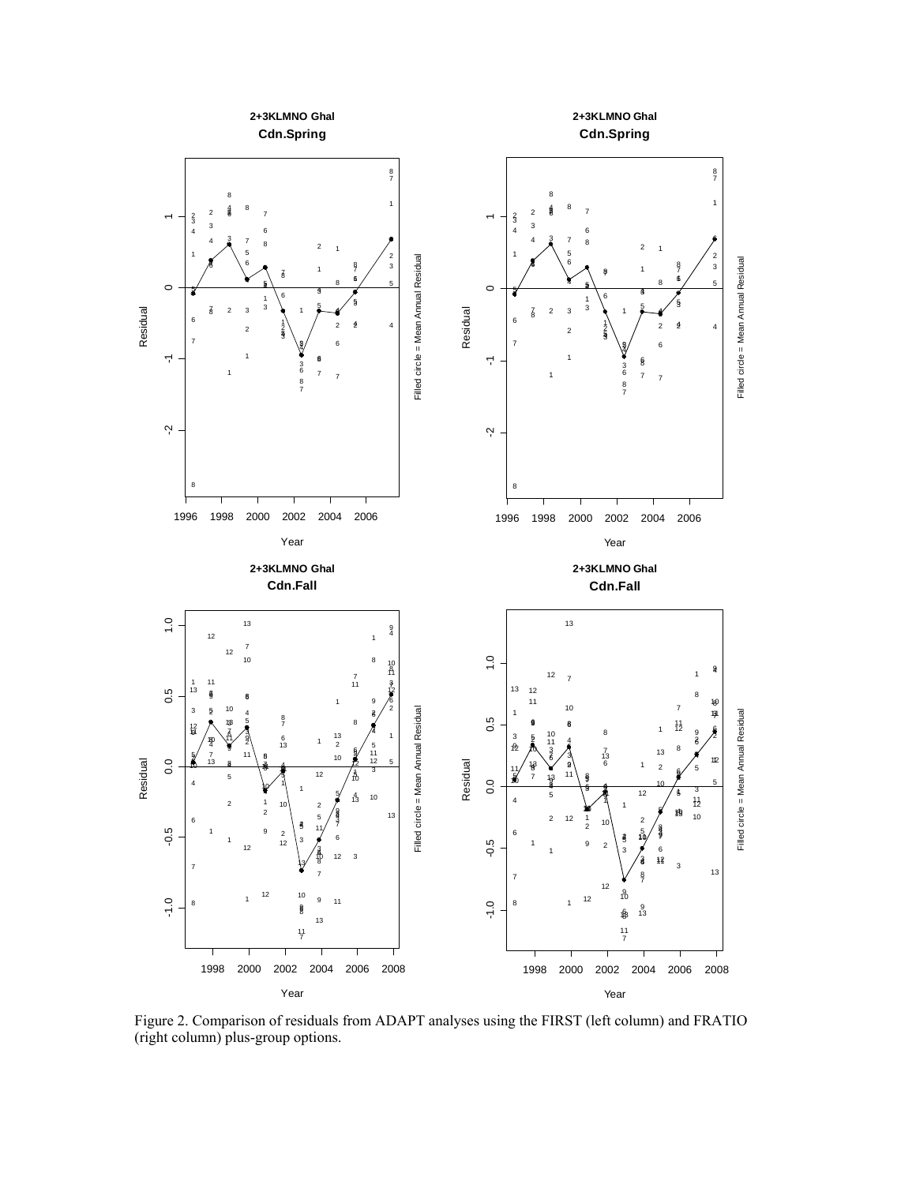Figure 2. Comparison of residuals from ADAPT analyses using the FIRST (left column) and FRATIO (right column) plus-group options.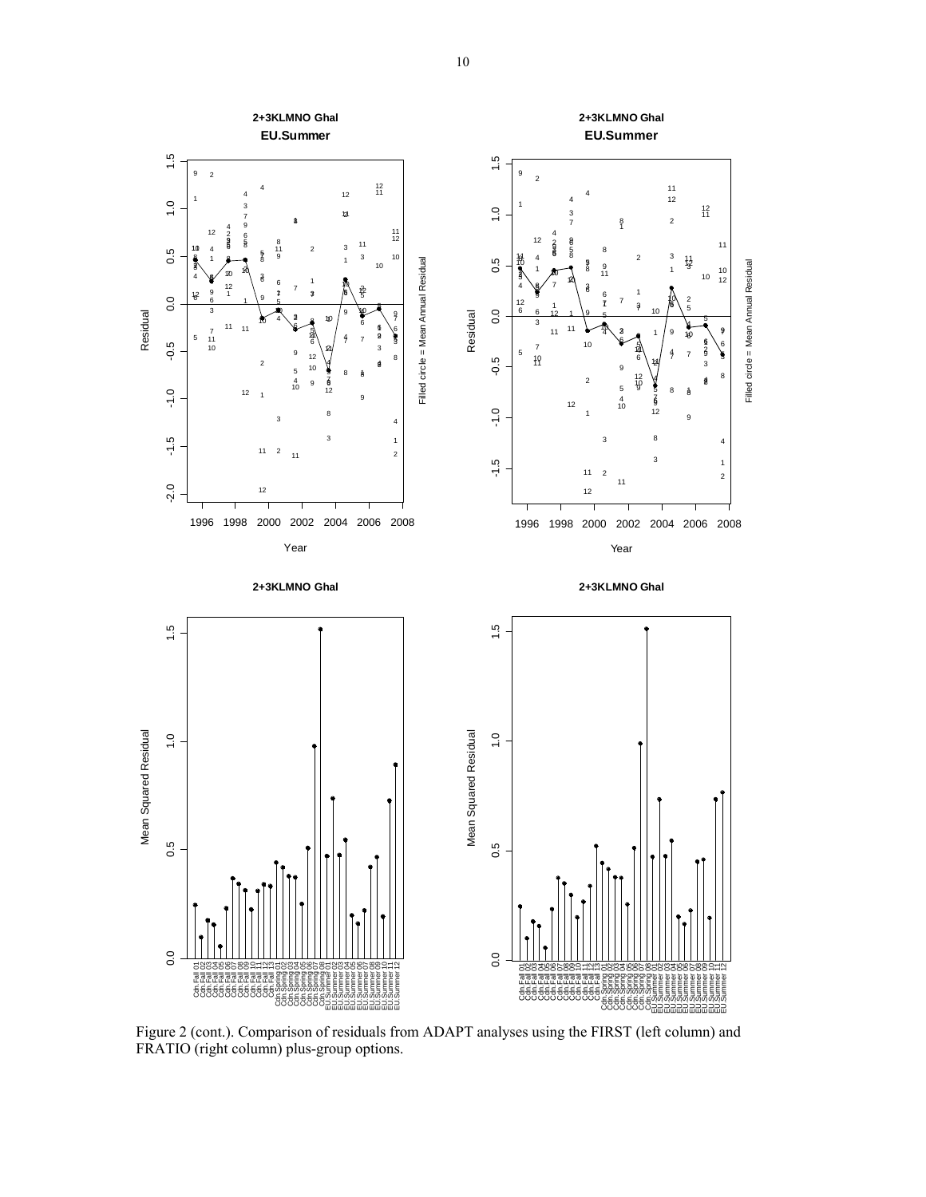Figure 2 (cont.). Comparison of residuals from ADAPT analyses using the FIRST (left column) and FRATIO (right column) plus-group options.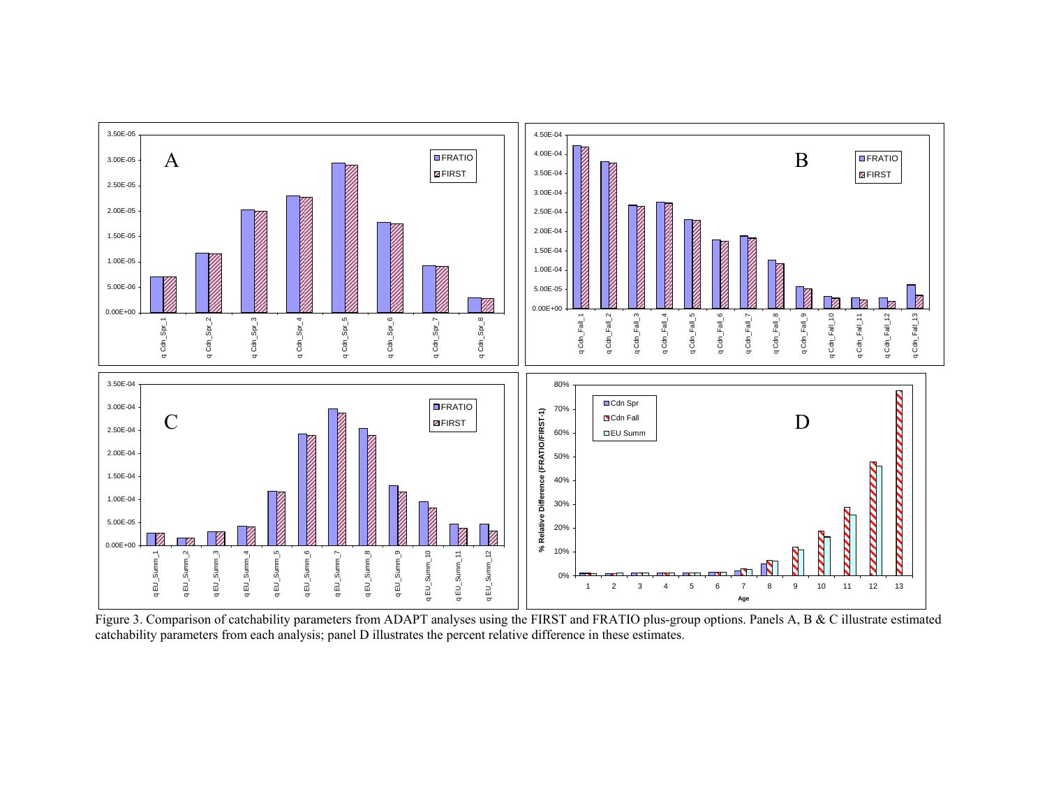Figure 3. Comparison of catchability parameters from ADAPT analyses using the FIRST and FRATIO plus-group options. Panels A, B & C illustrate estimated catchability parameters from each analysis; panel D illustrates the percent relative difference in these estimates.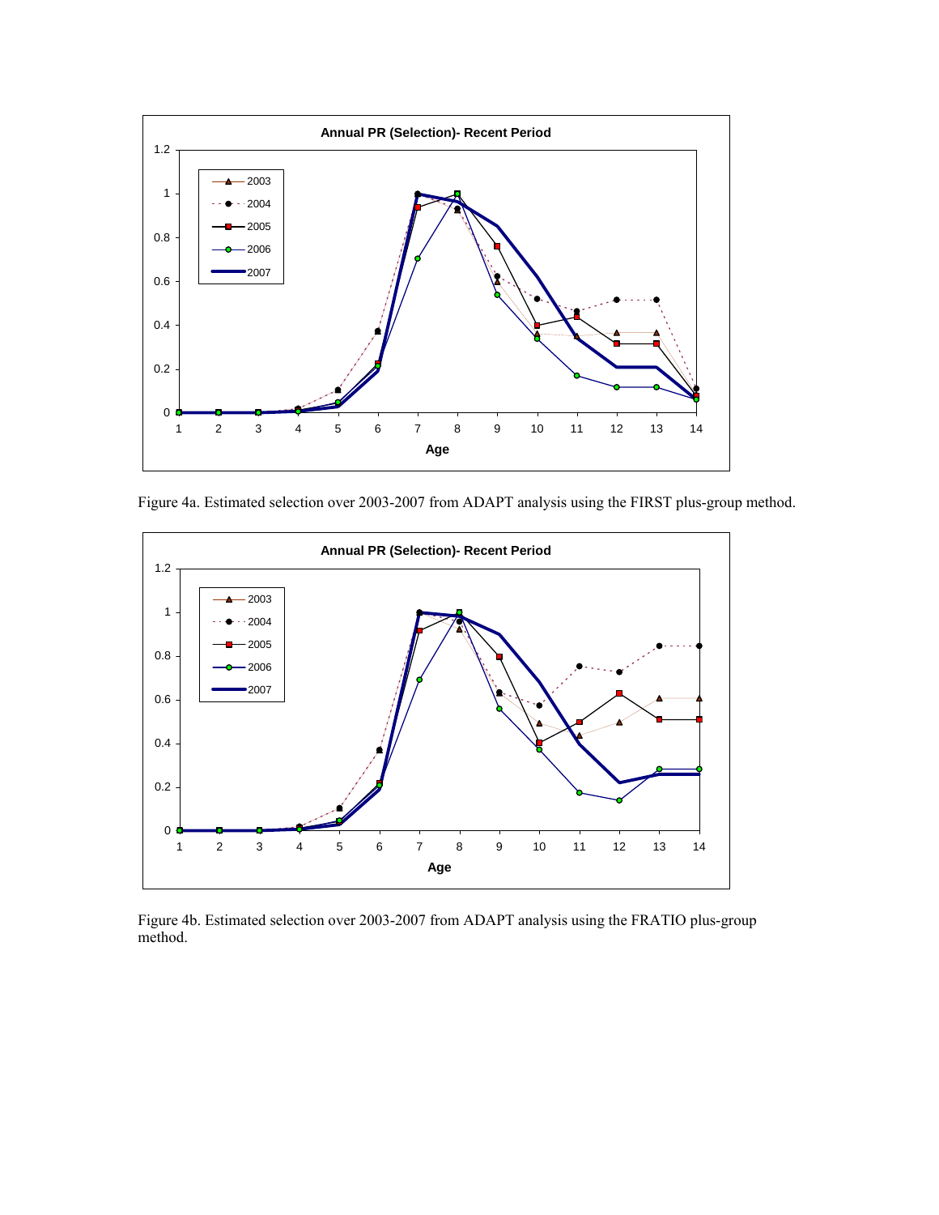Figure 4a. Estimated selection over 2003-2007 from ADAPT analysis using the FIRST plus-group method.

Figure 4b. Estimated selection over 2003-2007 from ADAPT analysis using the FRATIO plus-group method.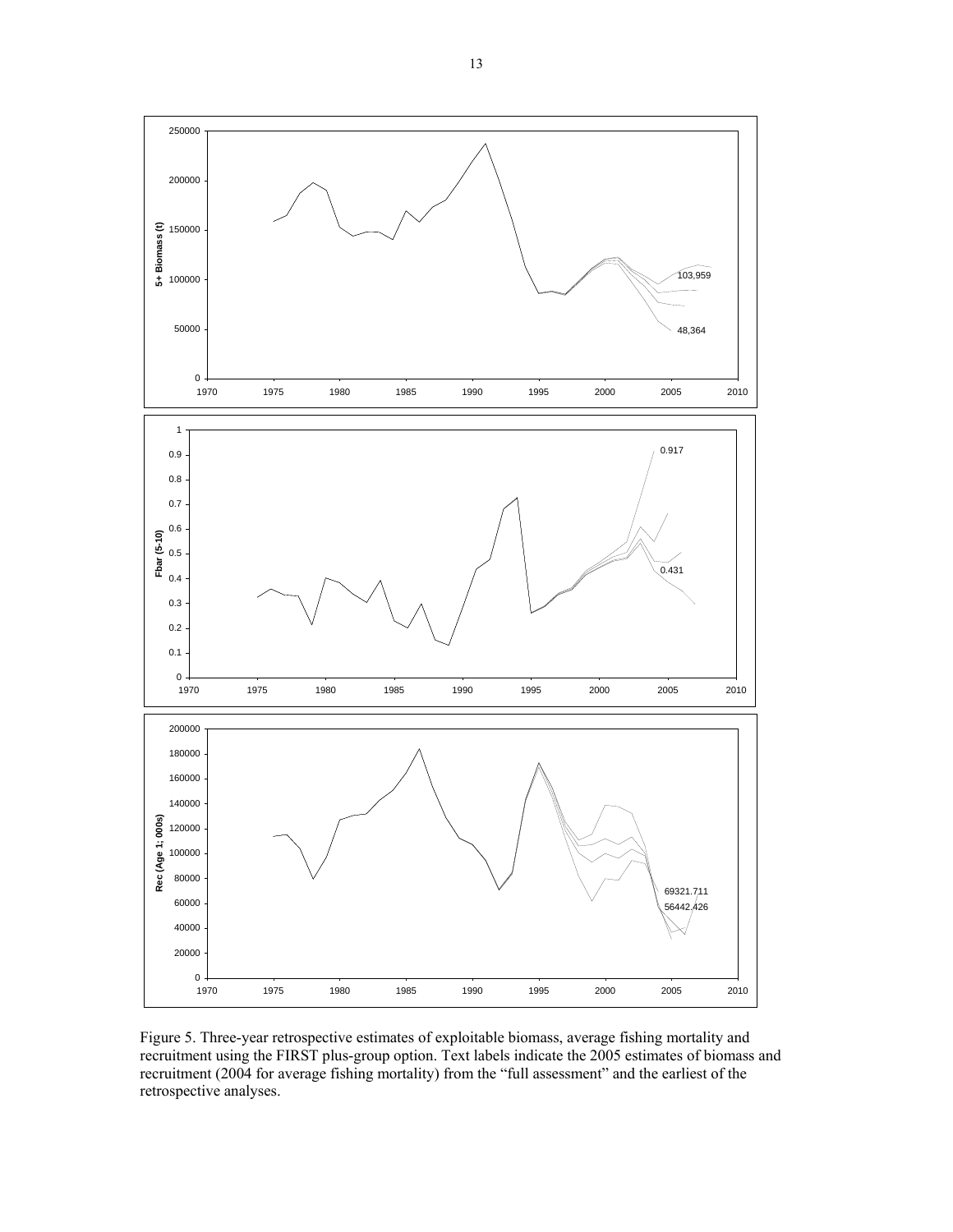Figure 5. Three-year retrospective estimates of exploitable biomass, average fishing mortality and recruitment using the FIRST plus-group option. Text labels indicate the 2005 estimates of biomass and recruitment (2004 for average fishing mortality) from the "full assessment" and the earliest of the retrospective analyses.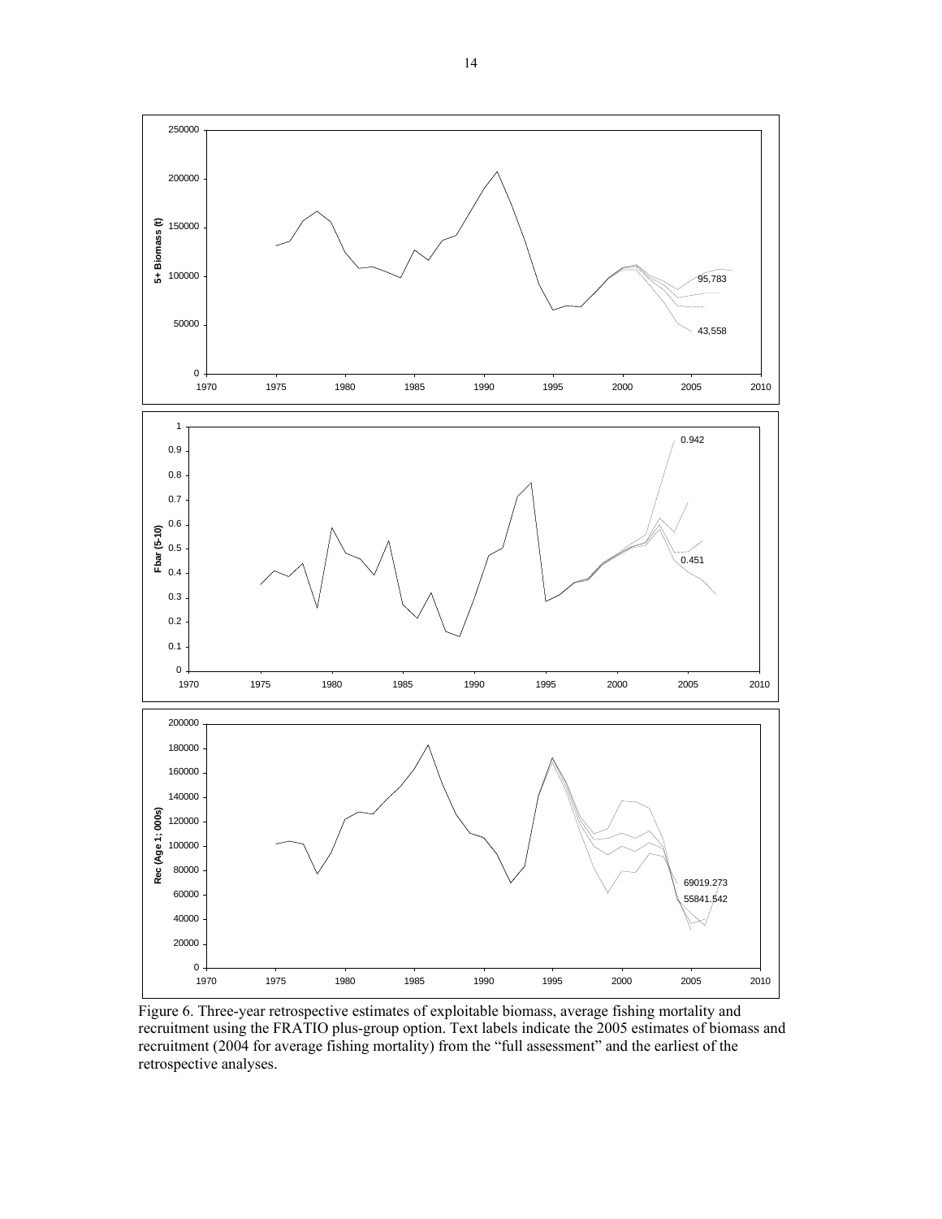Figure 6. Three-year retrospective estimates of exploitable biomass, average fishing mortality and recruitment using the FRATIO plus-group option. Text labels indicate the 2005 estimates of biomass and recruitment (2004 for average fishing mortality) from the "full assessment" and the earliest of the retrospective analyses.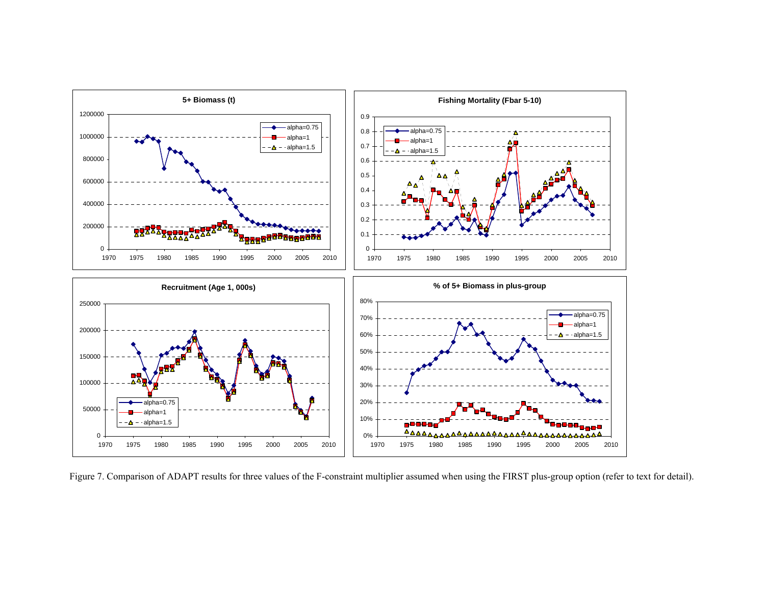Figure 7. Comparison of ADAPT results for three values of the F-constraint multiplier assumed when using the FIRST plus-group option (refer to text for detail).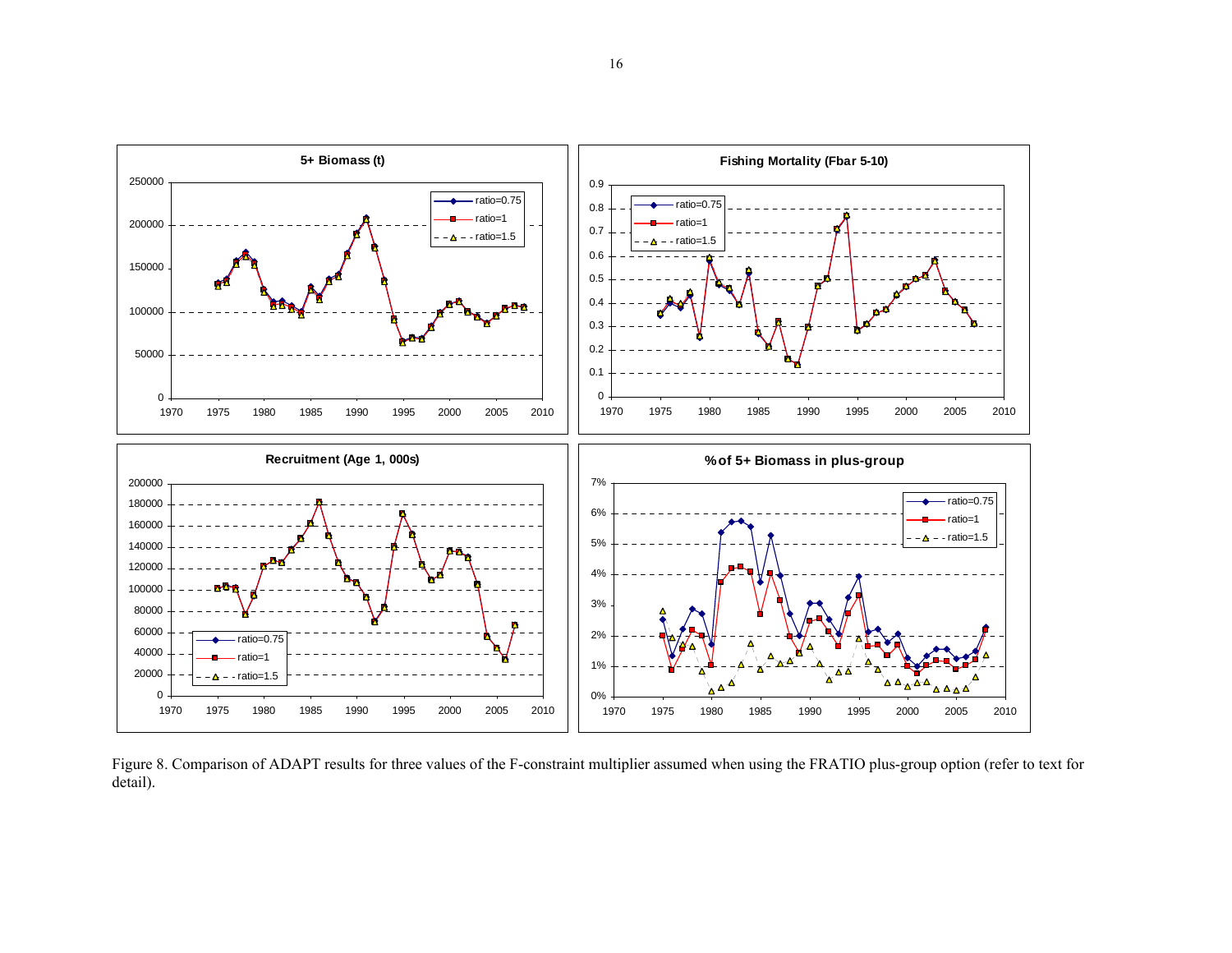5+ Biomass (t)

250000
200000
150000
100000
50000
0

1970 1975 1980 1985 1990 1995 2000 2005 2010

ratio=0.75
ratio=1
ratio=1.5

Fishing Mortality (Fbar 5-10)

0.9
0.8
0.7
0.6
0.5
0.4
0.3
0.2
0.1
0

1970 1975 1980 1985 1990 1995 2000 2005 2010

ratio=0.75
ratio=1
ratio=1.5

Recruitment (Age 1, 000s)

200000
180000
160000
140000
120000
100000
80000
60000
40000
20000
0

1970 1975 1980 1985 1990 1995 2000 2005 2010

ratio=0.75
ratio=1
ratio=1.5

% of 5+ Biomass in plus-group

7%
6%
5%
4%
3%
2%
1%
0%

1970 1975 1980 1985 1990 1995 2000 2005 2010

ratio=0.75
ratio=1
ratio=1.5

Figure 8. Comparison of ADAPT results for three values of the F-constraint multiplier assumed when using the FRATIO plus-group option (refer to text for detail).